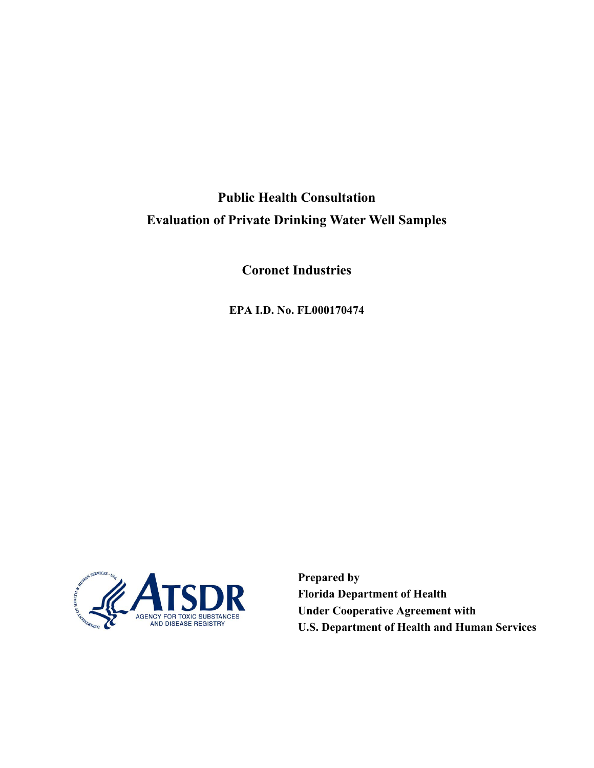# Public Health Consultation

## Evaluation of Private Drinking Water Well Samples

## Coronet Industries

**EPA I.D. No. FL000170474**

**Prepared by**
**Florida Department of Health**
**Under Cooperative Agreement with**
**U.S. Department of Health and Human Services**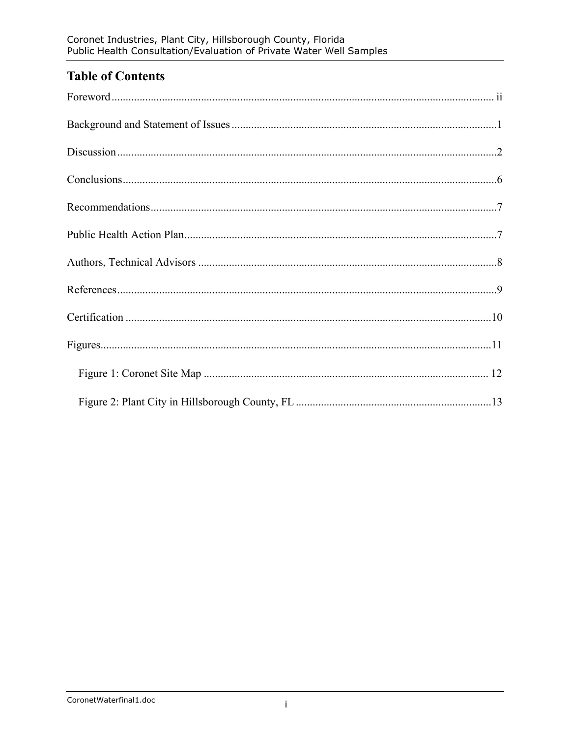## Table of Contents

Foreword ........................................................................................................................... ii

Background and Statement of Issues ...............................................................................1

Discussion ........................................................................................................................2

Conclusions.......................................................................................................................6

Recommendations.............................................................................................................7

Public Health Action Plan.................................................................................................7

Authors, Technical Advisors ............................................................................................8

References.........................................................................................................................9

Certification ....................................................................................................................10

Figures.............................................................................................................................11

- Figure 1: Coronet Site Map ...................................................................................... 12
- Figure 2: Plant City in Hillsborough County, FL ......................................................13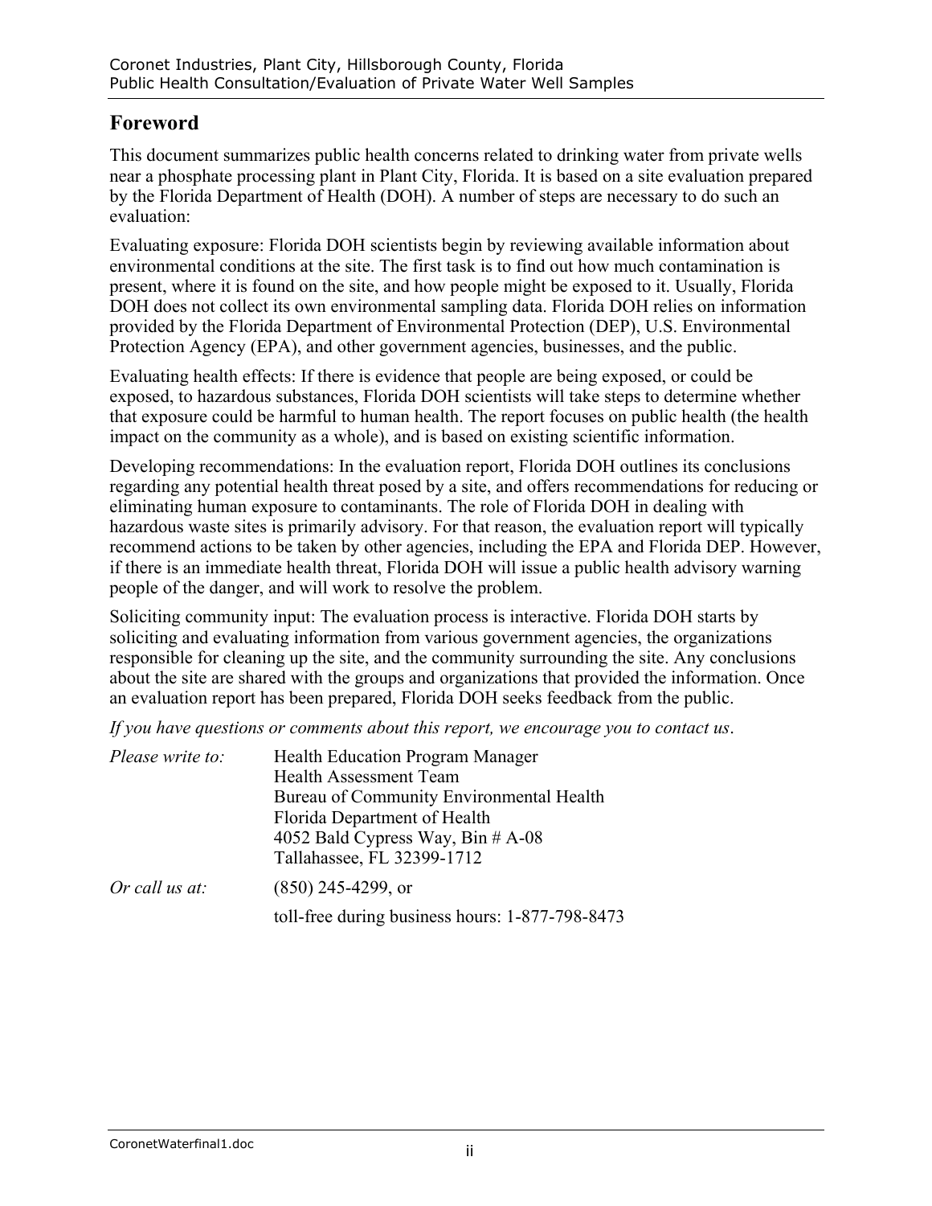## Foreword

This document summarizes public health concerns related to drinking water from private wells near a phosphate processing plant in Plant City, Florida. It is based on a site evaluation prepared by the Florida Department of Health (DOH). A number of steps are necessary to do such an evaluation:

Evaluating exposure: Florida DOH scientists begin by reviewing available information about environmental conditions at the site. The first task is to find out how much contamination is present, where it is found on the site, and how people might be exposed to it. Usually, Florida DOH does not collect its own environmental sampling data. Florida DOH relies on information provided by the Florida Department of Environmental Protection (DEP), U.S. Environmental Protection Agency (EPA), and other government agencies, businesses, and the public.

Evaluating health effects: If there is evidence that people are being exposed, or could be exposed, to hazardous substances, Florida DOH scientists will take steps to determine whether that exposure could be harmful to human health. The report focuses on public health (the health impact on the community as a whole), and is based on existing scientific information.

Developing recommendations: In the evaluation report, Florida DOH outlines its conclusions regarding any potential health threat posed by a site, and offers recommendations for reducing or eliminating human exposure to contaminants. The role of Florida DOH in dealing with hazardous waste sites is primarily advisory. For that reason, the evaluation report will typically recommend actions to be taken by other agencies, including the EPA and Florida DEP. However, if there is an immediate health threat, Florida DOH will issue a public health advisory warning people of the danger, and will work to resolve the problem.

Soliciting community input: The evaluation process is interactive. Florida DOH starts by soliciting and evaluating information from various government agencies, the organizations responsible for cleaning up the site, and the community surrounding the site. Any conclusions about the site are shared with the groups and organizations that provided the information. Once an evaluation report has been prepared, Florida DOH seeks feedback from the public.

*If you have questions or comments about this report, we encourage you to contact us*.

*Please write to:*

Health Education Program Manager
Health Assessment Team
Bureau of Community Environmental Health
Florida Department of Health
4052 Bald Cypress Way, Bin # A-08
Tallahassee, FL 32399-1712

*Or call us at:*

(850) 245-4299, or

toll-free during business hours: 1-877-798-8473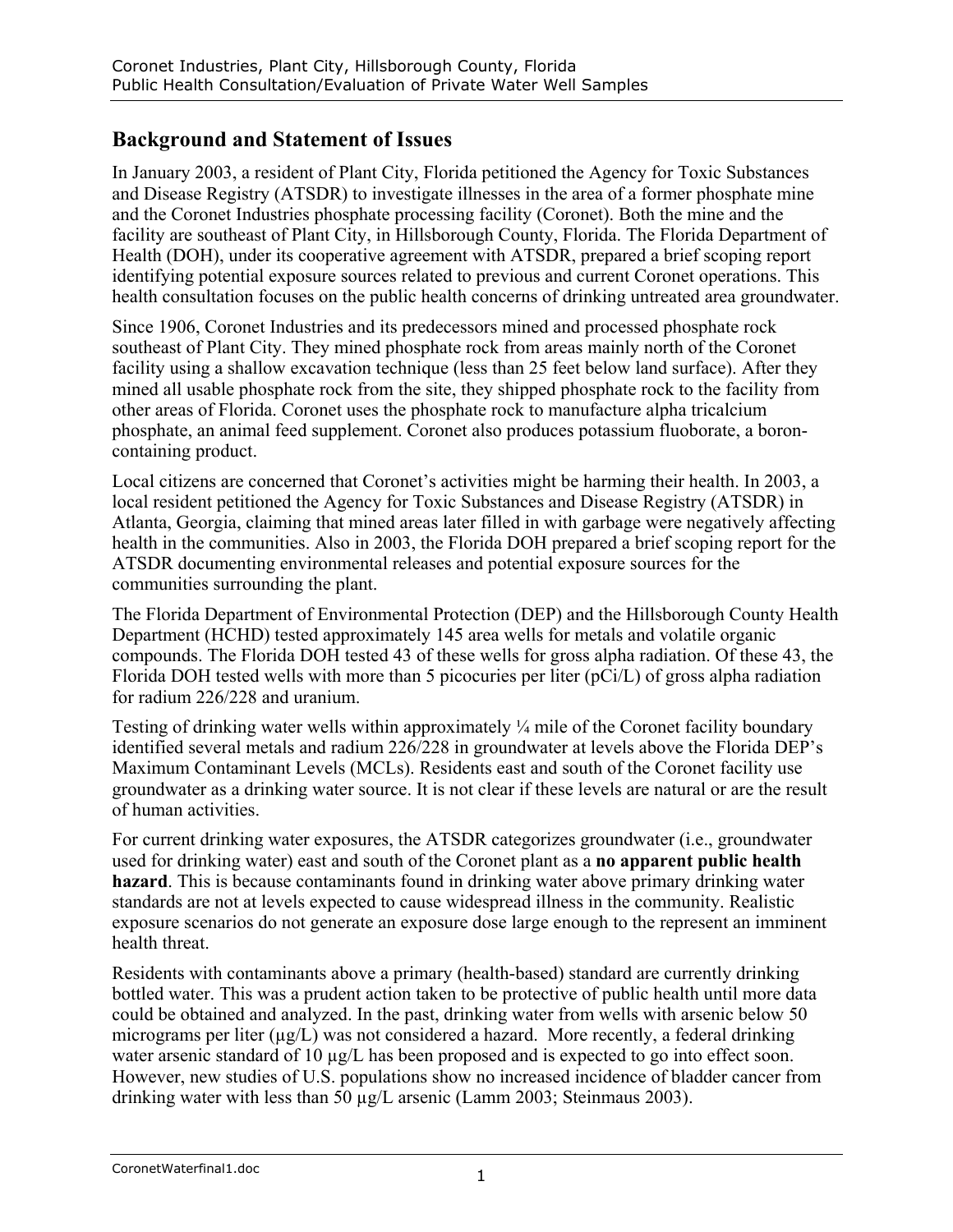## Background and Statement of Issues

In January 2003, a resident of Plant City, Florida petitioned the Agency for Toxic Substances and Disease Registry (ATSDR) to investigate illnesses in the area of a former phosphate mine and the Coronet Industries phosphate processing facility (Coronet). Both the mine and the facility are southeast of Plant City, in Hillsborough County, Florida. The Florida Department of Health (DOH), under its cooperative agreement with ATSDR, prepared a brief scoping report identifying potential exposure sources related to previous and current Coronet operations. This health consultation focuses on the public health concerns of drinking untreated area groundwater.

Since 1906, Coronet Industries and its predecessors mined and processed phosphate rock southeast of Plant City. They mined phosphate rock from areas mainly north of the Coronet facility using a shallow excavation technique (less than 25 feet below land surface). After they mined all usable phosphate rock from the site, they shipped phosphate rock to the facility from other areas of Florida. Coronet uses the phosphate rock to manufacture alpha tricalcium phosphate, an animal feed supplement. Coronet also produces potassium fluoborate, a boron-containing product.

Local citizens are concerned that Coronet's activities might be harming their health. In 2003, a local resident petitioned the Agency for Toxic Substances and Disease Registry (ATSDR) in Atlanta, Georgia, claiming that mined areas later filled in with garbage were negatively affecting health in the communities. Also in 2003, the Florida DOH prepared a brief scoping report for the ATSDR documenting environmental releases and potential exposure sources for the communities surrounding the plant.

The Florida Department of Environmental Protection (DEP) and the Hillsborough County Health Department (HCHD) tested approximately 145 area wells for metals and volatile organic compounds. The Florida DOH tested 43 of these wells for gross alpha radiation. Of these 43, the Florida DOH tested wells with more than 5 picocuries per liter (pCi/L) of gross alpha radiation for radium 226/228 and uranium.

Testing of drinking water wells within approximately ¼ mile of the Coronet facility boundary identified several metals and radium 226/228 in groundwater at levels above the Florida DEP's Maximum Contaminant Levels (MCLs). Residents east and south of the Coronet facility use groundwater as a drinking water source. It is not clear if these levels are natural or are the result of human activities.

For current drinking water exposures, the ATSDR categorizes groundwater (i.e., groundwater used for drinking water) east and south of the Coronet plant as a **no apparent public health hazard**. This is because contaminants found in drinking water above primary drinking water standards are not at levels expected to cause widespread illness in the community. Realistic exposure scenarios do not generate an exposure dose large enough to the represent an imminent health threat.

Residents with contaminants above a primary (health-based) standard are currently drinking bottled water. This was a prudent action taken to be protective of public health until more data could be obtained and analyzed. In the past, drinking water from wells with arsenic below 50 micrograms per liter (µg/L) was not considered a hazard. More recently, a federal drinking water arsenic standard of 10 µg/L has been proposed and is expected to go into effect soon. However, new studies of U.S. populations show no increased incidence of bladder cancer from drinking water with less than 50 µg/L arsenic (Lamm 2003; Steinmaus 2003).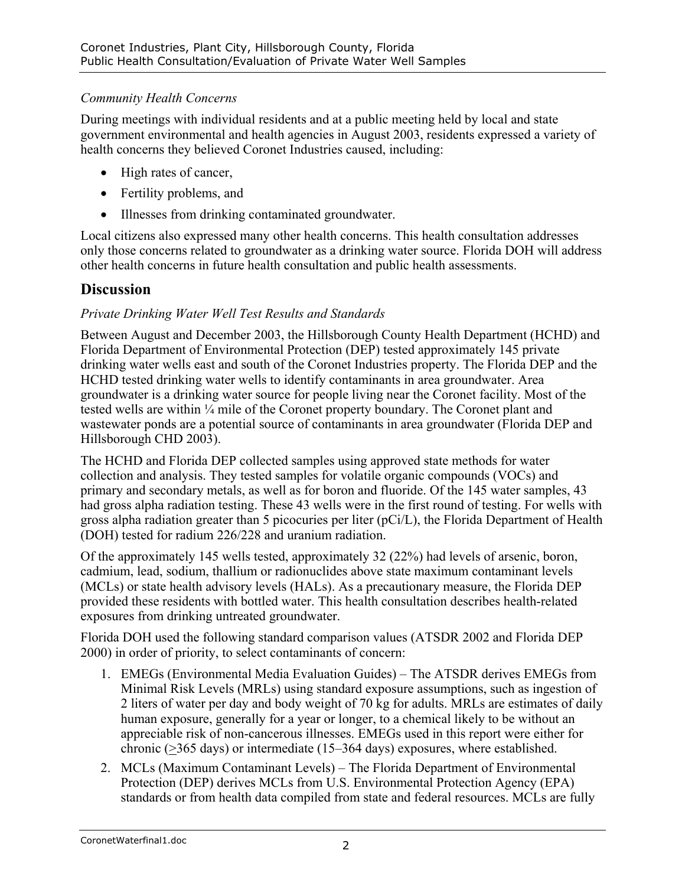*Community Health Concerns*

During meetings with individual residents and at a public meeting held by local and state government environmental and health agencies in August 2003, residents expressed a variety of health concerns they believed Coronet Industries caused, including:

- High rates of cancer,
- Fertility problems, and
- Illnesses from drinking contaminated groundwater.

Local citizens also expressed many other health concerns. This health consultation addresses only those concerns related to groundwater as a drinking water source. Florida DOH will address other health concerns in future health consultation and public health assessments.

## Discussion

*Private Drinking Water Well Test Results and Standards*

Between August and December 2003, the Hillsborough County Health Department (HCHD) and Florida Department of Environmental Protection (DEP) tested approximately 145 private drinking water wells east and south of the Coronet Industries property. The Florida DEP and the HCHD tested drinking water wells to identify contaminants in area groundwater. Area groundwater is a drinking water source for people living near the Coronet facility. Most of the tested wells are within ¼ mile of the Coronet property boundary. The Coronet plant and wastewater ponds are a potential source of contaminants in area groundwater (Florida DEP and Hillsborough CHD 2003).

The HCHD and Florida DEP collected samples using approved state methods for water collection and analysis. They tested samples for volatile organic compounds (VOCs) and primary and secondary metals, as well as for boron and fluoride. Of the 145 water samples, 43 had gross alpha radiation testing. These 43 wells were in the first round of testing. For wells with gross alpha radiation greater than 5 picocuries per liter (pCi/L), the Florida Department of Health (DOH) tested for radium 226/228 and uranium radiation.

Of the approximately 145 wells tested, approximately 32 (22%) had levels of arsenic, boron, cadmium, lead, sodium, thallium or radionuclides above state maximum contaminant levels (MCLs) or state health advisory levels (HALs). As a precautionary measure, the Florida DEP provided these residents with bottled water. This health consultation describes health-related exposures from drinking untreated groundwater.

Florida DOH used the following standard comparison values (ATSDR 2002 and Florida DEP 2000) in order of priority, to select contaminants of concern:

1. EMEGs (Environmental Media Evaluation Guides) – The ATSDR derives EMEGs from Minimal Risk Levels (MRLs) using standard exposure assumptions, such as ingestion of 2 liters of water per day and body weight of 70 kg for adults. MRLs are estimates of daily human exposure, generally for a year or longer, to a chemical likely to be without an appreciable risk of non-cancerous illnesses. EMEGs used in this report were either for chronic (≥365 days) or intermediate (15–364 days) exposures, where established.
2. MCLs (Maximum Contaminant Levels) – The Florida Department of Environmental Protection (DEP) derives MCLs from U.S. Environmental Protection Agency (EPA) standards or from health data compiled from state and federal resources. MCLs are fully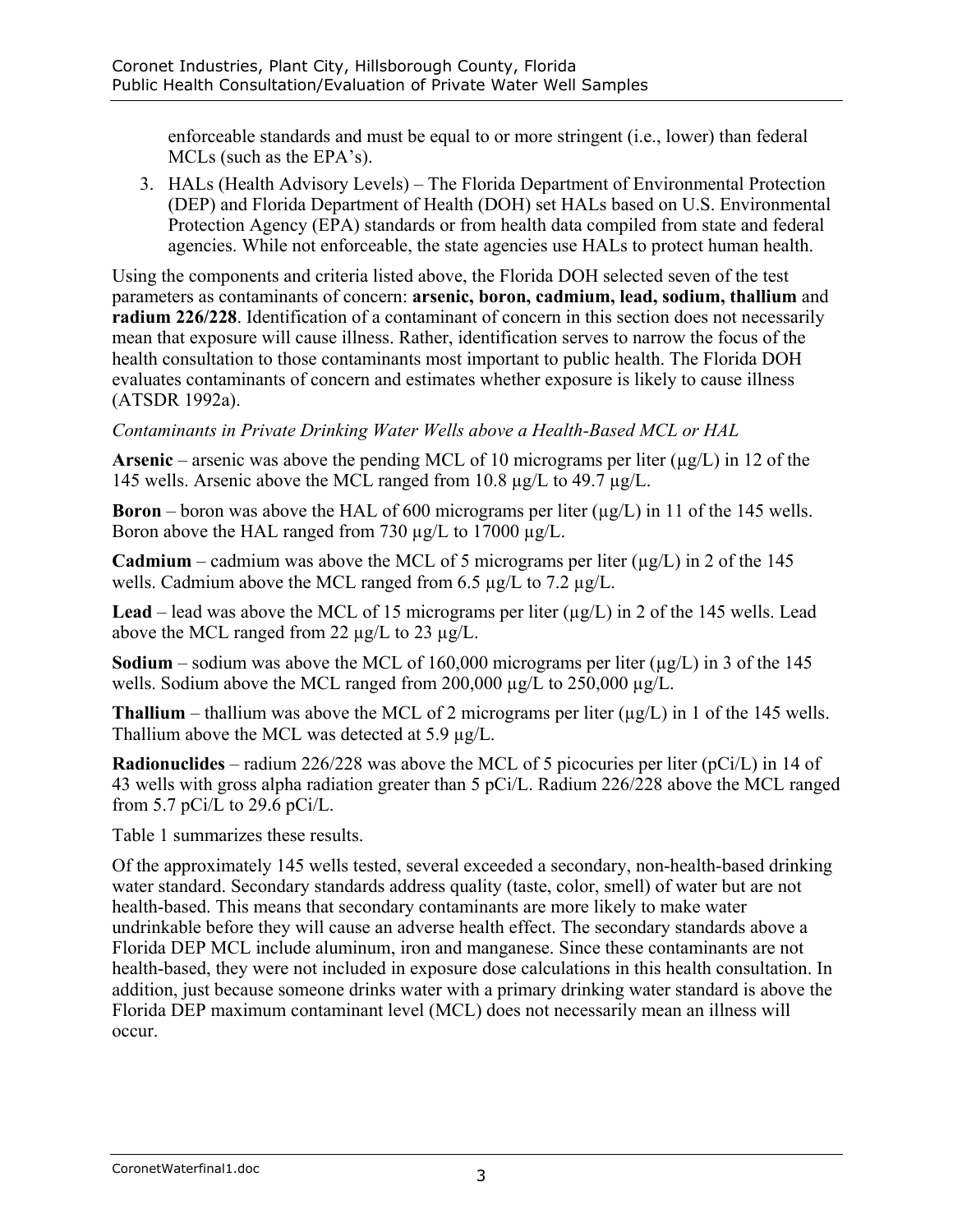enforceable standards and must be equal to or more stringent (i.e., lower) than federal MCLs (such as the EPA's).

3. HALs (Health Advisory Levels) – The Florida Department of Environmental Protection (DEP) and Florida Department of Health (DOH) set HALs based on U.S. Environmental Protection Agency (EPA) standards or from health data compiled from state and federal agencies. While not enforceable, the state agencies use HALs to protect human health.

Using the components and criteria listed above, the Florida DOH selected seven of the test parameters as contaminants of concern: **arsenic, boron, cadmium, lead, sodium, thallium** and **radium 226/228**. Identification of a contaminant of concern in this section does not necessarily mean that exposure will cause illness. Rather, identification serves to narrow the focus of the health consultation to those contaminants most important to public health. The Florida DOH evaluates contaminants of concern and estimates whether exposure is likely to cause illness (ATSDR 1992a).

*Contaminants in Private Drinking Water Wells above a Health-Based MCL or HAL*

**Arsenic** – arsenic was above the pending MCL of 10 micrograms per liter (µg/L) in 12 of the 145 wells. Arsenic above the MCL ranged from 10.8 µg/L to 49.7 µg/L.

**Boron** – boron was above the HAL of 600 micrograms per liter (µg/L) in 11 of the 145 wells. Boron above the HAL ranged from 730 µg/L to 17000 µg/L.

**Cadmium** – cadmium was above the MCL of 5 micrograms per liter (µg/L) in 2 of the 145 wells. Cadmium above the MCL ranged from 6.5 µg/L to 7.2 µg/L.

**Lead** – lead was above the MCL of 15 micrograms per liter (µg/L) in 2 of the 145 wells. Lead above the MCL ranged from 22 µg/L to 23 µg/L.

**Sodium** – sodium was above the MCL of 160,000 micrograms per liter (µg/L) in 3 of the 145 wells. Sodium above the MCL ranged from 200,000 µg/L to 250,000 µg/L.

**Thallium** – thallium was above the MCL of 2 micrograms per liter (µg/L) in 1 of the 145 wells. Thallium above the MCL was detected at 5.9 µg/L.

**Radionuclides** – radium 226/228 was above the MCL of 5 picocuries per liter (pCi/L) in 14 of 43 wells with gross alpha radiation greater than 5 pCi/L. Radium 226/228 above the MCL ranged from 5.7 pCi/L to 29.6 pCi/L.

Table 1 summarizes these results.

Of the approximately 145 wells tested, several exceeded a secondary, non-health-based drinking water standard. Secondary standards address quality (taste, color, smell) of water but are not health-based. This means that secondary contaminants are more likely to make water undrinkable before they will cause an adverse health effect. The secondary standards above a Florida DEP MCL include aluminum, iron and manganese. Since these contaminants are not health-based, they were not included in exposure dose calculations in this health consultation. In addition, just because someone drinks water with a primary drinking water standard is above the Florida DEP maximum contaminant level (MCL) does not necessarily mean an illness will occur.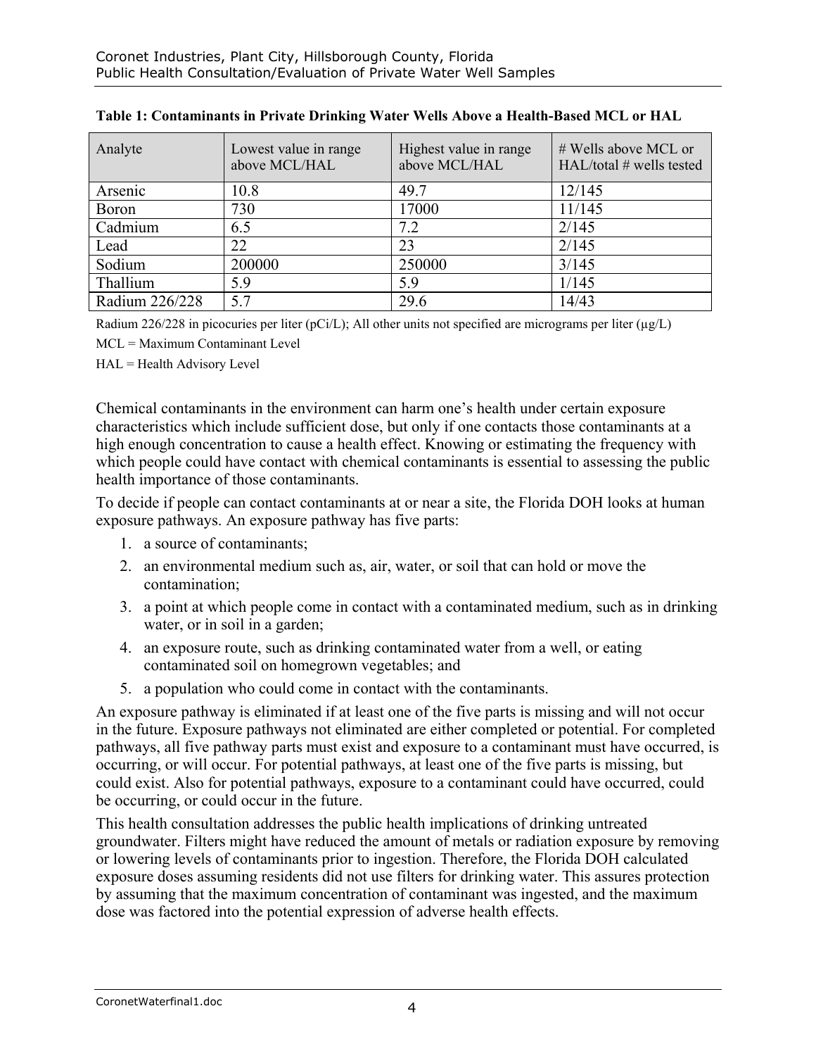**Table 1: Contaminants in Private Drinking Water Wells Above a Health-Based MCL or HAL**

| Analyte | Lowest value in range above MCL/HAL | Highest value in range above MCL/HAL | # Wells above MCL or HAL/total # wells tested |
|---|---|---|---|
| Arsenic | 10.8 | 49.7 | 12/145 |
| Boron | 730 | 17000 | 11/145 |
| Cadmium | 6.5 | 7.2 | 2/145 |
| Lead | 22 | 23 | 2/145 |
| Sodium | 200000 | 250000 | 3/145 |
| Thallium | 5.9 | 5.9 | 1/145 |
| Radium 226/228 | 5.7 | 29.6 | 14/43 |

Radium 226/228 in picocuries per liter (pCi/L); All other units not specified are micrograms per liter (µg/L)

MCL = Maximum Contaminant Level

HAL = Health Advisory Level

Chemical contaminants in the environment can harm one's health under certain exposure characteristics which include sufficient dose, but only if one contacts those contaminants at a high enough concentration to cause a health effect. Knowing or estimating the frequency with which people could have contact with chemical contaminants is essential to assessing the public health importance of those contaminants.

To decide if people can contact contaminants at or near a site, the Florida DOH looks at human exposure pathways. An exposure pathway has five parts:

1. a source of contaminants;
2. an environmental medium such as, air, water, or soil that can hold or move the contamination;
3. a point at which people come in contact with a contaminated medium, such as in drinking water, or in soil in a garden;
4. an exposure route, such as drinking contaminated water from a well, or eating contaminated soil on homegrown vegetables; and
5. a population who could come in contact with the contaminants.

An exposure pathway is eliminated if at least one of the five parts is missing and will not occur in the future. Exposure pathways not eliminated are either completed or potential. For completed pathways, all five pathway parts must exist and exposure to a contaminant must have occurred, is occurring, or will occur. For potential pathways, at least one of the five parts is missing, but could exist. Also for potential pathways, exposure to a contaminant could have occurred, could be occurring, or could occur in the future.

This health consultation addresses the public health implications of drinking untreated groundwater. Filters might have reduced the amount of metals or radiation exposure by removing or lowering levels of contaminants prior to ingestion. Therefore, the Florida DOH calculated exposure doses assuming residents did not use filters for drinking water. This assures protection by assuming that the maximum concentration of contaminant was ingested, and the maximum dose was factored into the potential expression of adverse health effects.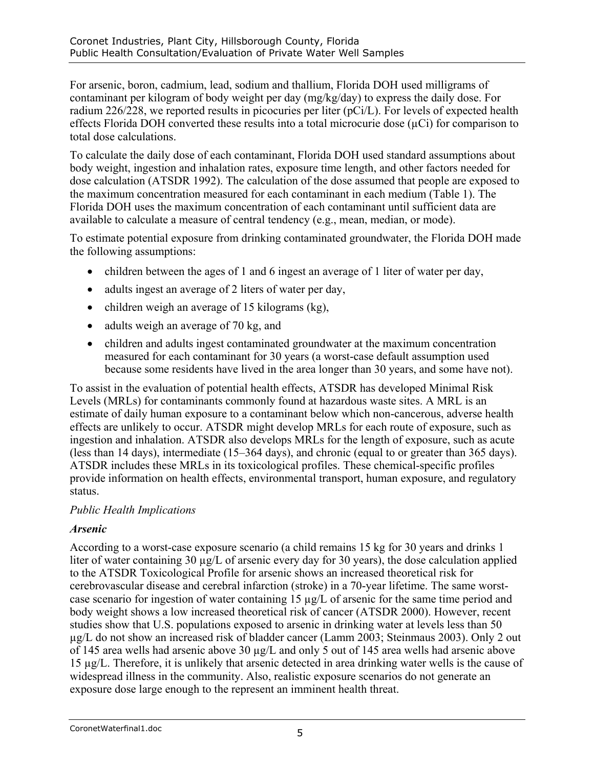For arsenic, boron, cadmium, lead, sodium and thallium, Florida DOH used milligrams of contaminant per kilogram of body weight per day (mg/kg/day) to express the daily dose. For radium 226/228, we reported results in picocuries per liter (pCi/L). For levels of expected health effects Florida DOH converted these results into a total microcurie dose (µCi) for comparison to total dose calculations.

To calculate the daily dose of each contaminant, Florida DOH used standard assumptions about body weight, ingestion and inhalation rates, exposure time length, and other factors needed for dose calculation (ATSDR 1992). The calculation of the dose assumed that people are exposed to the maximum concentration measured for each contaminant in each medium (Table 1). The Florida DOH uses the maximum concentration of each contaminant until sufficient data are available to calculate a measure of central tendency (e.g., mean, median, or mode).

To estimate potential exposure from drinking contaminated groundwater, the Florida DOH made the following assumptions:

- children between the ages of 1 and 6 ingest an average of 1 liter of water per day,
- adults ingest an average of 2 liters of water per day,
- children weigh an average of 15 kilograms (kg),
- adults weigh an average of 70 kg, and
- children and adults ingest contaminated groundwater at the maximum concentration measured for each contaminant for 30 years (a worst-case default assumption used because some residents have lived in the area longer than 30 years, and some have not).

To assist in the evaluation of potential health effects, ATSDR has developed Minimal Risk Levels (MRLs) for contaminants commonly found at hazardous waste sites. A MRL is an estimate of daily human exposure to a contaminant below which non-cancerous, adverse health effects are unlikely to occur. ATSDR might develop MRLs for each route of exposure, such as ingestion and inhalation. ATSDR also develops MRLs for the length of exposure, such as acute (less than 14 days), intermediate (15–364 days), and chronic (equal to or greater than 365 days). ATSDR includes these MRLs in its toxicological profiles. These chemical-specific profiles provide information on health effects, environmental transport, human exposure, and regulatory status.

*Public Health Implications*

***Arsenic***

According to a worst-case exposure scenario (a child remains 15 kg for 30 years and drinks 1 liter of water containing 30 µg/L of arsenic every day for 30 years), the dose calculation applied to the ATSDR Toxicological Profile for arsenic shows an increased theoretical risk for cerebrovascular disease and cerebral infarction (stroke) in a 70-year lifetime. The same worst-case scenario for ingestion of water containing 15 µg/L of arsenic for the same time period and body weight shows a low increased theoretical risk of cancer (ATSDR 2000). However, recent studies show that U.S. populations exposed to arsenic in drinking water at levels less than 50 µg/L do not show an increased risk of bladder cancer (Lamm 2003; Steinmaus 2003). Only 2 out of 145 area wells had arsenic above 30 µg/L and only 5 out of 145 area wells had arsenic above 15 µg/L. Therefore, it is unlikely that arsenic detected in area drinking water wells is the cause of widespread illness in the community. Also, realistic exposure scenarios do not generate an exposure dose large enough to the represent an imminent health threat.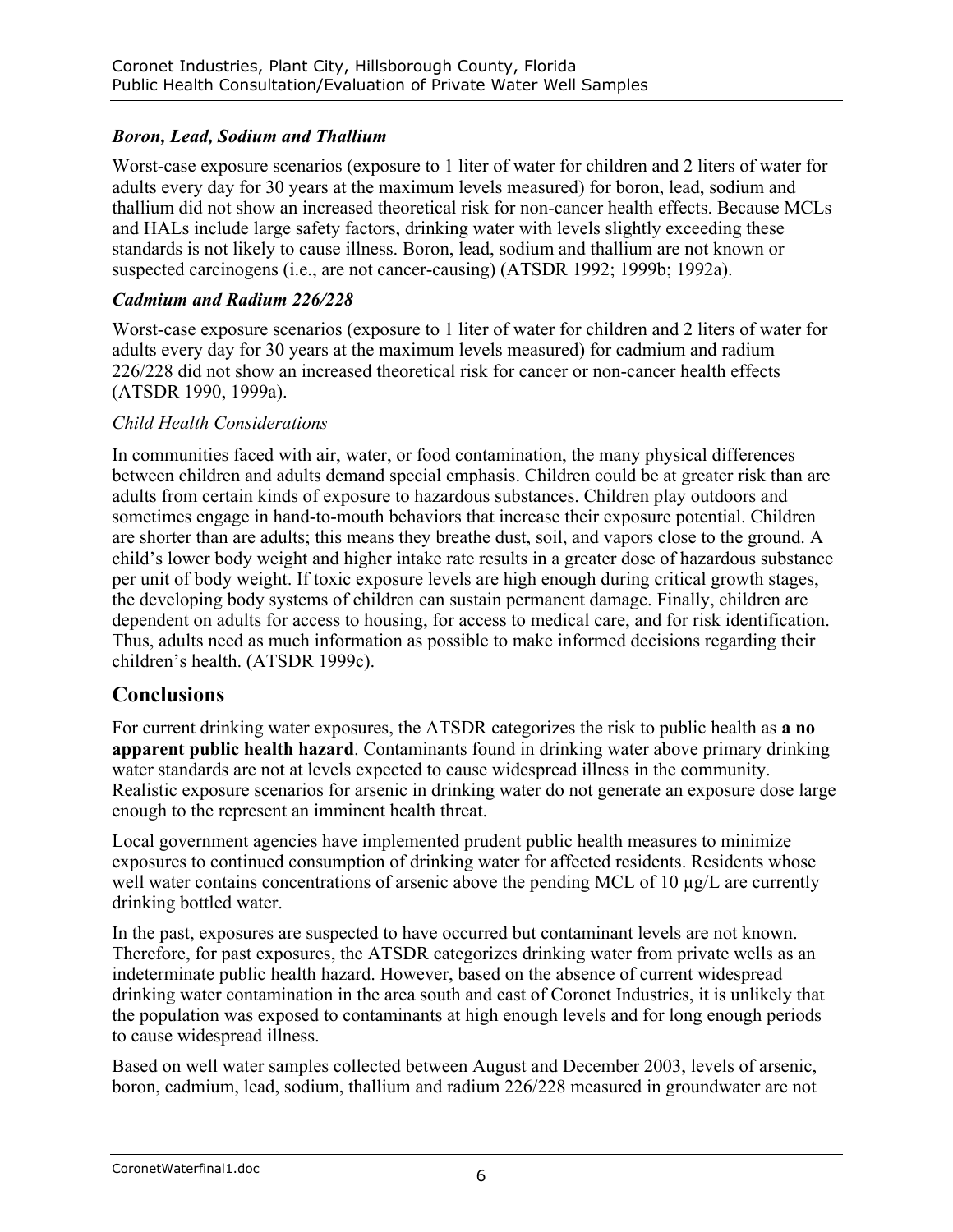### *Boron, Lead, Sodium and Thallium*

Worst-case exposure scenarios (exposure to 1 liter of water for children and 2 liters of water for adults every day for 30 years at the maximum levels measured) for boron, lead, sodium and thallium did not show an increased theoretical risk for non-cancer health effects. Because MCLs and HALs include large safety factors, drinking water with levels slightly exceeding these standards is not likely to cause illness. Boron, lead, sodium and thallium are not known or suspected carcinogens (i.e., are not cancer-causing) (ATSDR 1992; 1999b; 1992a).

### *Cadmium and Radium 226/228*

Worst-case exposure scenarios (exposure to 1 liter of water for children and 2 liters of water for adults every day for 30 years at the maximum levels measured) for cadmium and radium 226/228 did not show an increased theoretical risk for cancer or non-cancer health effects (ATSDR 1990, 1999a).

#### *Child Health Considerations*

In communities faced with air, water, or food contamination, the many physical differences between children and adults demand special emphasis. Children could be at greater risk than are adults from certain kinds of exposure to hazardous substances. Children play outdoors and sometimes engage in hand-to-mouth behaviors that increase their exposure potential. Children are shorter than are adults; this means they breathe dust, soil, and vapors close to the ground. A child's lower body weight and higher intake rate results in a greater dose of hazardous substance per unit of body weight. If toxic exposure levels are high enough during critical growth stages, the developing body systems of children can sustain permanent damage. Finally, children are dependent on adults for access to housing, for access to medical care, and for risk identification. Thus, adults need as much information as possible to make informed decisions regarding their children's health. (ATSDR 1999c).

## Conclusions

For current drinking water exposures, the ATSDR categorizes the risk to public health as **a no apparent public health hazard**. Contaminants found in drinking water above primary drinking water standards are not at levels expected to cause widespread illness in the community. Realistic exposure scenarios for arsenic in drinking water do not generate an exposure dose large enough to the represent an imminent health threat.

Local government agencies have implemented prudent public health measures to minimize exposures to continued consumption of drinking water for affected residents. Residents whose well water contains concentrations of arsenic above the pending MCL of 10 μg/L are currently drinking bottled water.

In the past, exposures are suspected to have occurred but contaminant levels are not known. Therefore, for past exposures, the ATSDR categorizes drinking water from private wells as an indeterminate public health hazard. However, based on the absence of current widespread drinking water contamination in the area south and east of Coronet Industries, it is unlikely that the population was exposed to contaminants at high enough levels and for long enough periods to cause widespread illness.

Based on well water samples collected between August and December 2003, levels of arsenic, boron, cadmium, lead, sodium, thallium and radium 226/228 measured in groundwater are not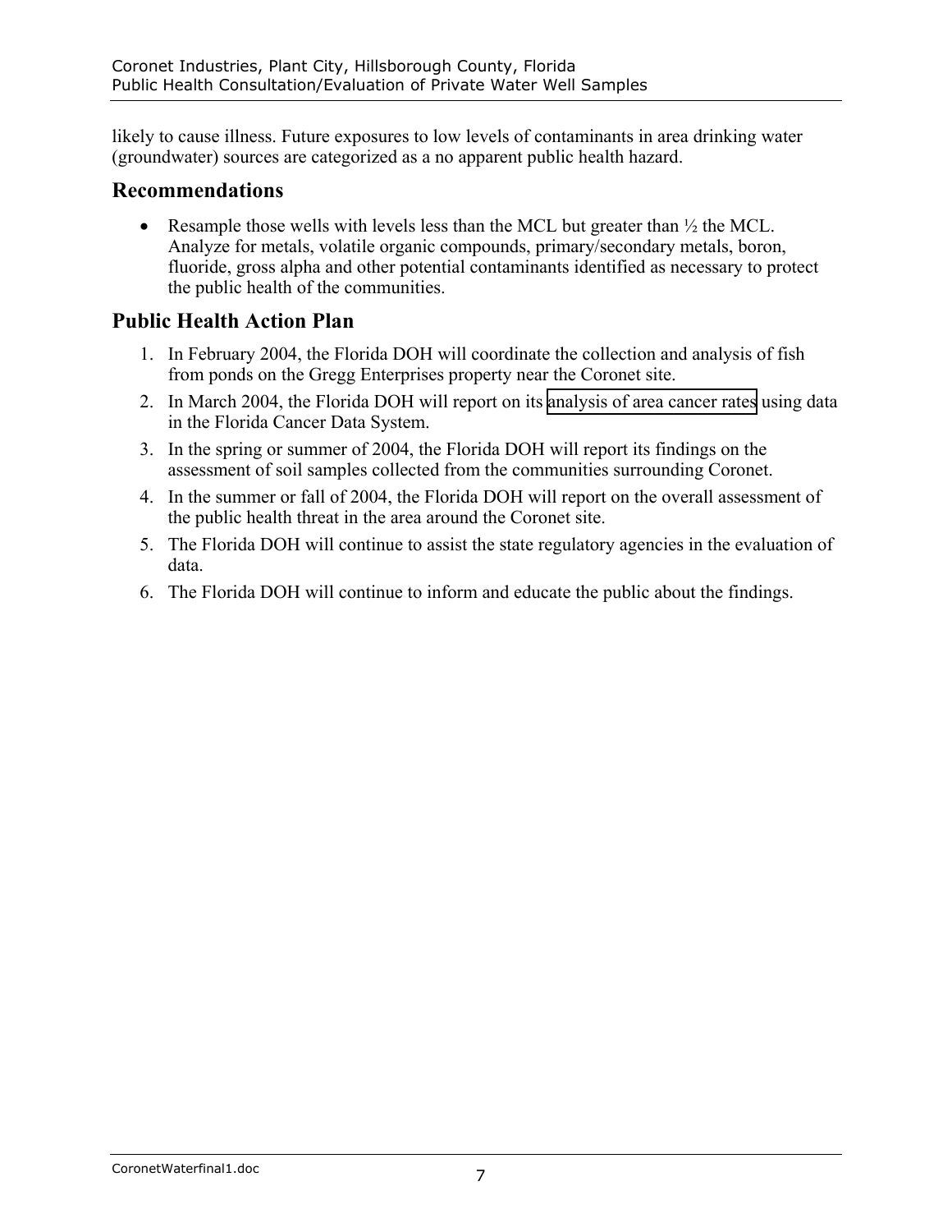likely to cause illness. Future exposures to low levels of contaminants in area drinking water (groundwater) sources are categorized as a no apparent public health hazard.

## Recommendations

- Resample those wells with levels less than the MCL but greater than ½ the MCL. Analyze for metals, volatile organic compounds, primary/secondary metals, boron, fluoride, gross alpha and other potential contaminants identified as necessary to protect the public health of the communities.

## Public Health Action Plan

1. In February 2004, the Florida DOH will coordinate the collection and analysis of fish from ponds on the Gregg Enterprises property near the Coronet site.
2. In March 2004, the Florida DOH will report on its analysis of area cancer rates using data in the Florida Cancer Data System.
3. In the spring or summer of 2004, the Florida DOH will report its findings on the assessment of soil samples collected from the communities surrounding Coronet.
4. In the summer or fall of 2004, the Florida DOH will report on the overall assessment of the public health threat in the area around the Coronet site.
5. The Florida DOH will continue to assist the state regulatory agencies in the evaluation of data.
6. The Florida DOH will continue to inform and educate the public about the findings.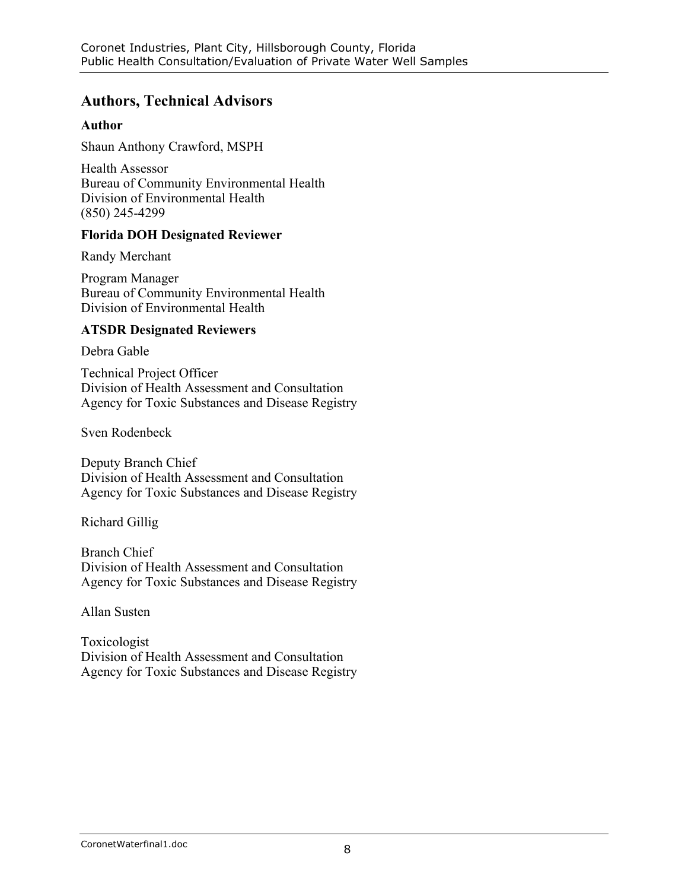## Authors, Technical Advisors

### Author

Shaun Anthony Crawford, MSPH

Health Assessor
Bureau of Community Environmental Health
Division of Environmental Health
(850) 245-4299

### Florida DOH Designated Reviewer

Randy Merchant

Program Manager
Bureau of Community Environmental Health
Division of Environmental Health

### ATSDR Designated Reviewers

Debra Gable

Technical Project Officer
Division of Health Assessment and Consultation
Agency for Toxic Substances and Disease Registry

Sven Rodenbeck

Deputy Branch Chief
Division of Health Assessment and Consultation
Agency for Toxic Substances and Disease Registry

Richard Gillig

Branch Chief
Division of Health Assessment and Consultation
Agency for Toxic Substances and Disease Registry

Allan Susten

Toxicologist
Division of Health Assessment and Consultation
Agency for Toxic Substances and Disease Registry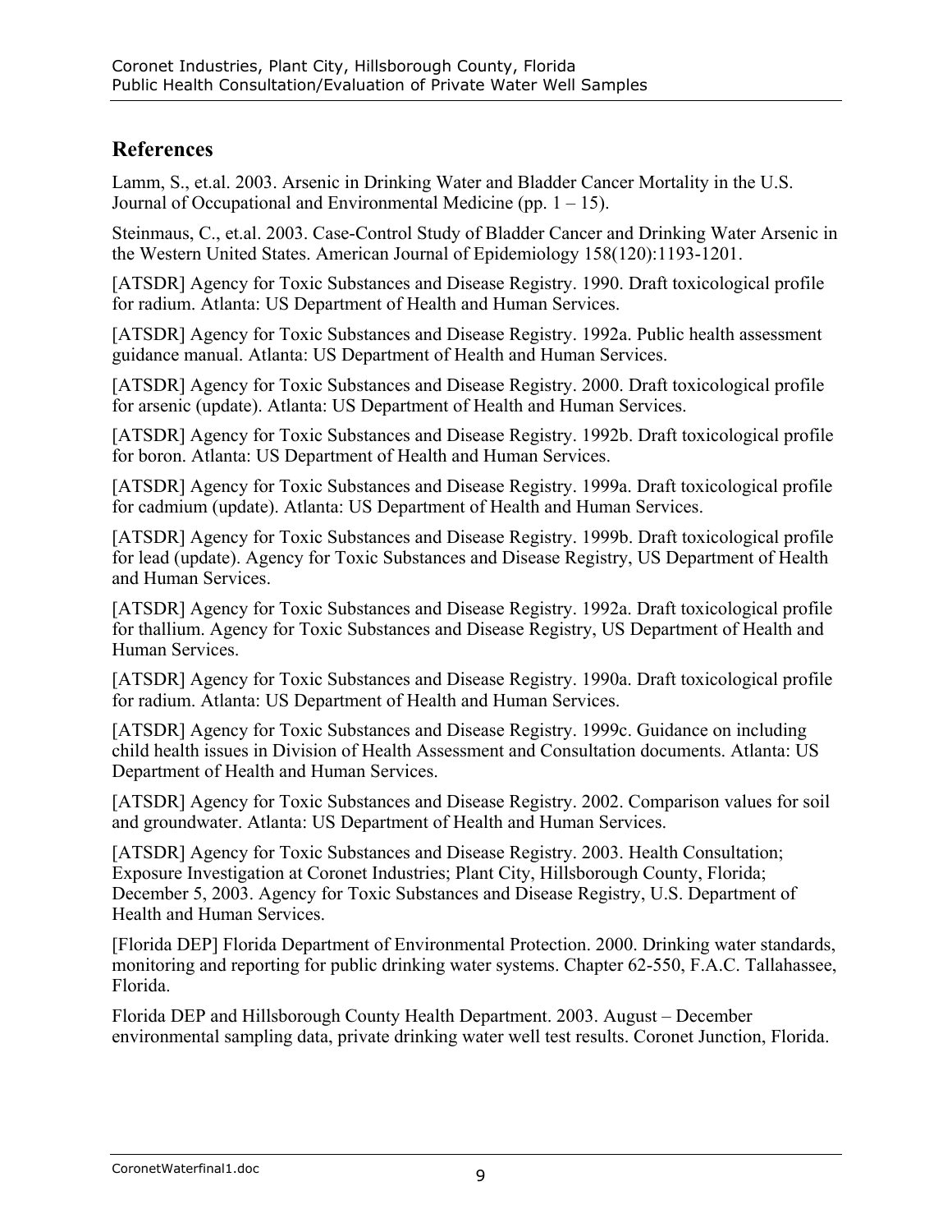## References

Lamm, S., et.al. 2003. Arsenic in Drinking Water and Bladder Cancer Mortality in the U.S. Journal of Occupational and Environmental Medicine (pp. 1 – 15).

Steinmaus, C., et.al. 2003. Case-Control Study of Bladder Cancer and Drinking Water Arsenic in the Western United States. American Journal of Epidemiology 158(120):1193-1201.

[ATSDR] Agency for Toxic Substances and Disease Registry. 1990. Draft toxicological profile for radium. Atlanta: US Department of Health and Human Services.

[ATSDR] Agency for Toxic Substances and Disease Registry. 1992a. Public health assessment guidance manual. Atlanta: US Department of Health and Human Services.

[ATSDR] Agency for Toxic Substances and Disease Registry. 2000. Draft toxicological profile for arsenic (update). Atlanta: US Department of Health and Human Services.

[ATSDR] Agency for Toxic Substances and Disease Registry. 1992b. Draft toxicological profile for boron. Atlanta: US Department of Health and Human Services.

[ATSDR] Agency for Toxic Substances and Disease Registry. 1999a. Draft toxicological profile for cadmium (update). Atlanta: US Department of Health and Human Services.

[ATSDR] Agency for Toxic Substances and Disease Registry. 1999b. Draft toxicological profile for lead (update). Agency for Toxic Substances and Disease Registry, US Department of Health and Human Services.

[ATSDR] Agency for Toxic Substances and Disease Registry. 1992a. Draft toxicological profile for thallium. Agency for Toxic Substances and Disease Registry, US Department of Health and Human Services.

[ATSDR] Agency for Toxic Substances and Disease Registry. 1990a. Draft toxicological profile for radium. Atlanta: US Department of Health and Human Services.

[ATSDR] Agency for Toxic Substances and Disease Registry. 1999c. Guidance on including child health issues in Division of Health Assessment and Consultation documents. Atlanta: US Department of Health and Human Services.

[ATSDR] Agency for Toxic Substances and Disease Registry. 2002. Comparison values for soil and groundwater. Atlanta: US Department of Health and Human Services.

[ATSDR] Agency for Toxic Substances and Disease Registry. 2003. Health Consultation; Exposure Investigation at Coronet Industries; Plant City, Hillsborough County, Florida; December 5, 2003. Agency for Toxic Substances and Disease Registry, U.S. Department of Health and Human Services.

[Florida DEP] Florida Department of Environmental Protection. 2000. Drinking water standards, monitoring and reporting for public drinking water systems. Chapter 62-550, F.A.C. Tallahassee, Florida.

Florida DEP and Hillsborough County Health Department. 2003. August – December environmental sampling data, private drinking water well test results. Coronet Junction, Florida.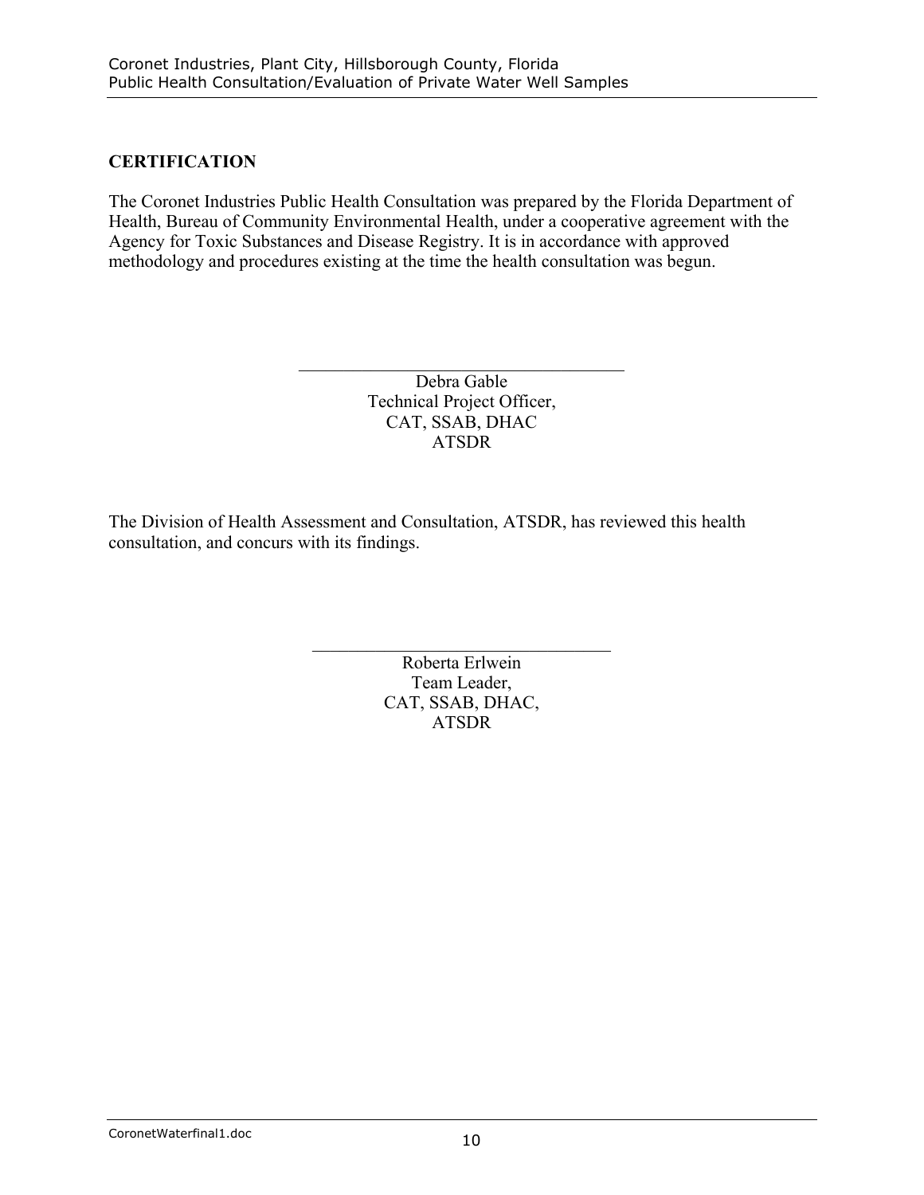## CERTIFICATION

The Coronet Industries Public Health Consultation was prepared by the Florida Department of Health, Bureau of Community Environmental Health, under a cooperative agreement with the Agency for Toxic Substances and Disease Registry. It is in accordance with approved methodology and procedures existing at the time the health consultation was begun.

\_\_\_\_\_\_\_\_\_\_\_\_\_\_\_\_\_\_\_\_\_\_\_\_\_\_\_\_\_\_\_\_\_\_\_\_\_\_\_\_

Debra Gable
Technical Project Officer,
CAT, SSAB, DHAC
ATSDR

The Division of Health Assessment and Consultation, ATSDR, has reviewed this health consultation, and concurs with its findings.

\_\_\_\_\_\_\_\_\_\_\_\_\_\_\_\_\_\_\_\_\_\_\_\_\_\_\_\_\_\_\_\_\_\_\_\_\_\_\_\_

Roberta Erlwein
Team Leader,
CAT, SSAB, DHAC,
ATSDR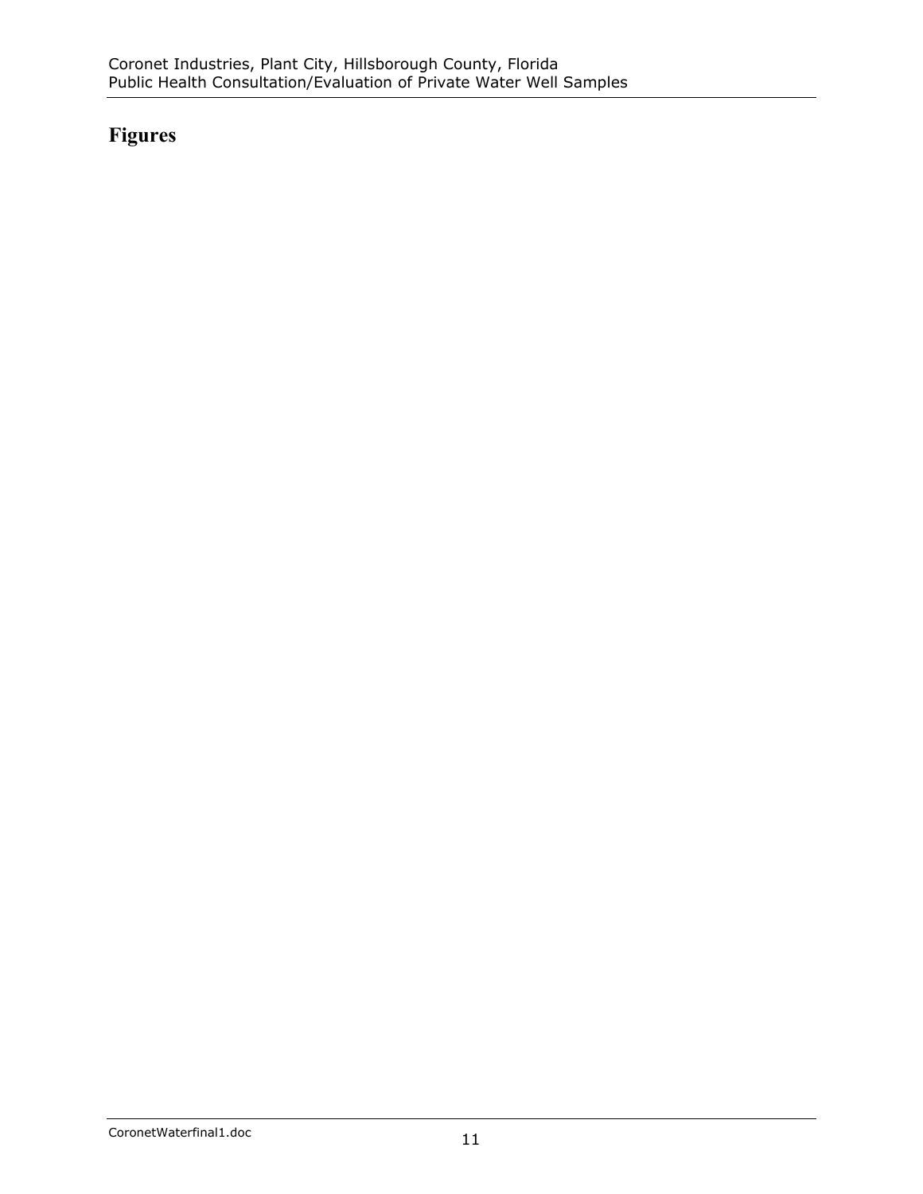# Figures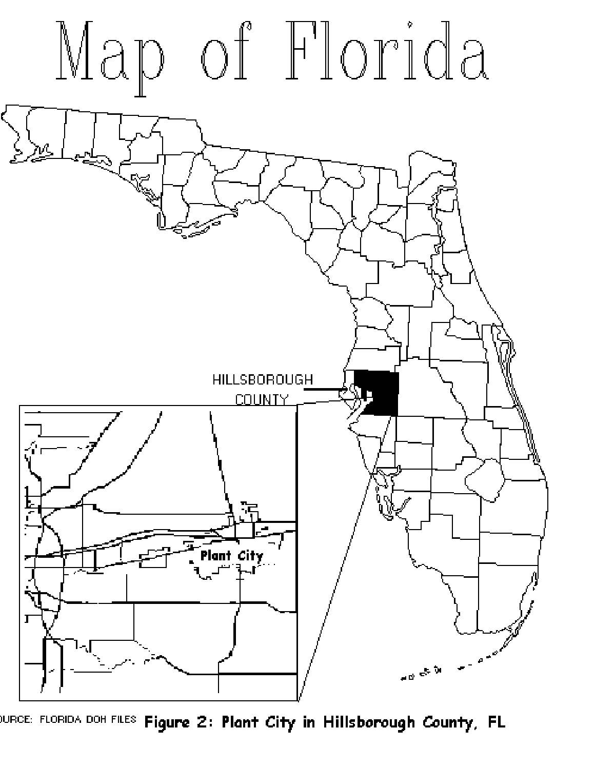# Map of Florida

HILLSBOROUGH COUNTY

Plant City

SOURCE: FLORIDA DOH FILES **Figure 2: Plant City in Hillsborough County, FL**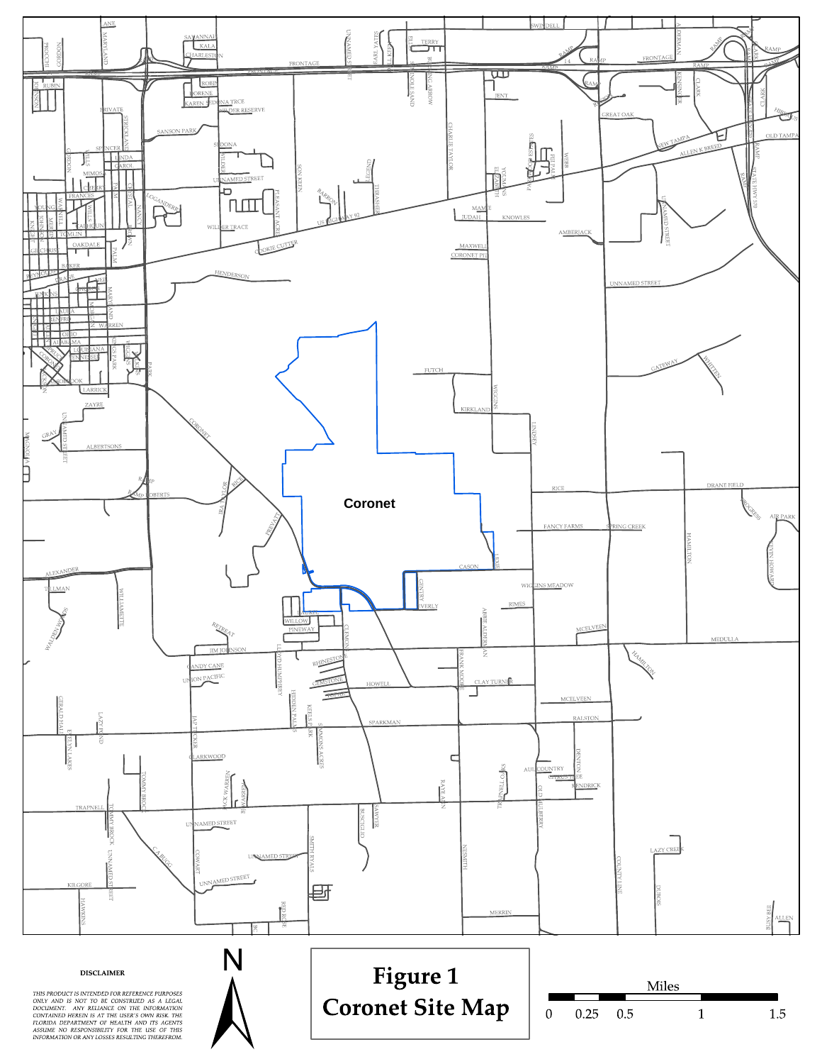**DISCLAIMER**

*THIS PRODUCT IS INTENDED FOR REFERENCE PURPOSES ONLY AND IS NOT TO BE CONSTRUED AS A LEGAL DOCUMENT. ANY RELIANCE ON THE INFORMATION CONTAINED HEREIN IS AT THE USER'S OWN RISK. THE FLORIDA DEPARTMENT OF HEALTH AND ITS AGENTS ASSUME NO RESPONSIBILITY FOR THE USE OF THIS INFORMATION OR ANY LOSSES RESULTING THEREFROM.*

N

**Figure 1**
**Coronet Site Map**

Miles

0 0.25 0.5 1 1.5

Coronet